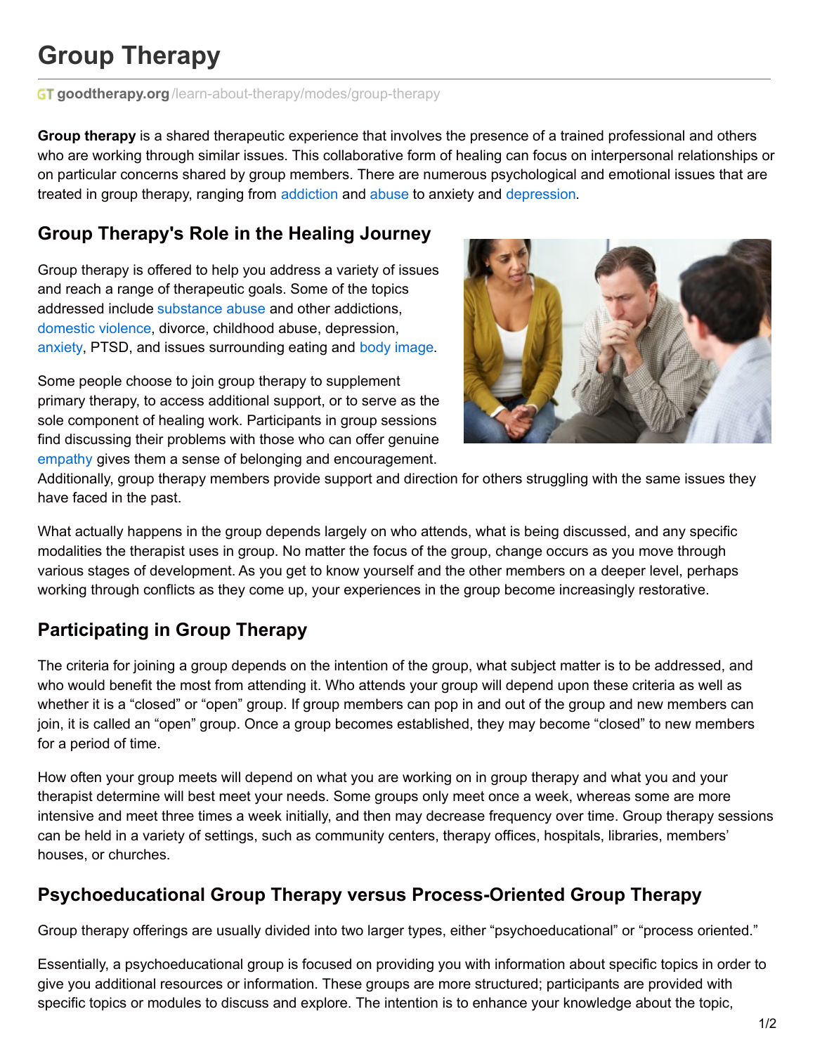# Group Therapy

goodtherapy.org/learn-about-therapy/modes/group-therapy

**Group therapy** is a shared therapeutic experience that involves the presence of a trained professional and others who are working through similar issues. This collaborative form of healing can focus on interpersonal relationships or on particular concerns shared by group members. There are numerous psychological and emotional issues that are treated in group therapy, ranging from addiction and abuse to anxiety and depression.

## Group Therapy's Role in the Healing Journey

Group therapy is offered to help you address a variety of issues and reach a range of therapeutic goals. Some of the topics addressed include substance abuse and other addictions, domestic violence, divorce, childhood abuse, depression, anxiety, PTSD, and issues surrounding eating and body image.

Some people choose to join group therapy to supplement primary therapy, to access additional support, or to serve as the sole component of healing work. Participants in group sessions find discussing their problems with those who can offer genuine empathy gives them a sense of belonging and encouragement. Additionally, group therapy members provide support and direction for others struggling with the same issues they have faced in the past.

What actually happens in the group depends largely on who attends, what is being discussed, and any specific modalities the therapist uses in group. No matter the focus of the group, change occurs as you move through various stages of development. As you get to know yourself and the other members on a deeper level, perhaps working through conflicts as they come up, your experiences in the group become increasingly restorative.

## Participating in Group Therapy

The criteria for joining a group depends on the intention of the group, what subject matter is to be addressed, and who would benefit the most from attending it. Who attends your group will depend upon these criteria as well as whether it is a "closed" or "open" group. If group members can pop in and out of the group and new members can join, it is called an "open" group. Once a group becomes established, they may become "closed" to new members for a period of time.

How often your group meets will depend on what you are working on in group therapy and what you and your therapist determine will best meet your needs. Some groups only meet once a week, whereas some are more intensive and meet three times a week initially, and then may decrease frequency over time. Group therapy sessions can be held in a variety of settings, such as community centers, therapy offices, hospitals, libraries, members' houses, or churches.

## Psychoeducational Group Therapy versus Process-Oriented Group Therapy

Group therapy offerings are usually divided into two larger types, either "psychoeducational" or "process oriented."

Essentially, a psychoeducational group is focused on providing you with information about specific topics in order to give you additional resources or information. These groups are more structured; participants are provided with specific topics or modules to discuss and explore. The intention is to enhance your knowledge about the topic,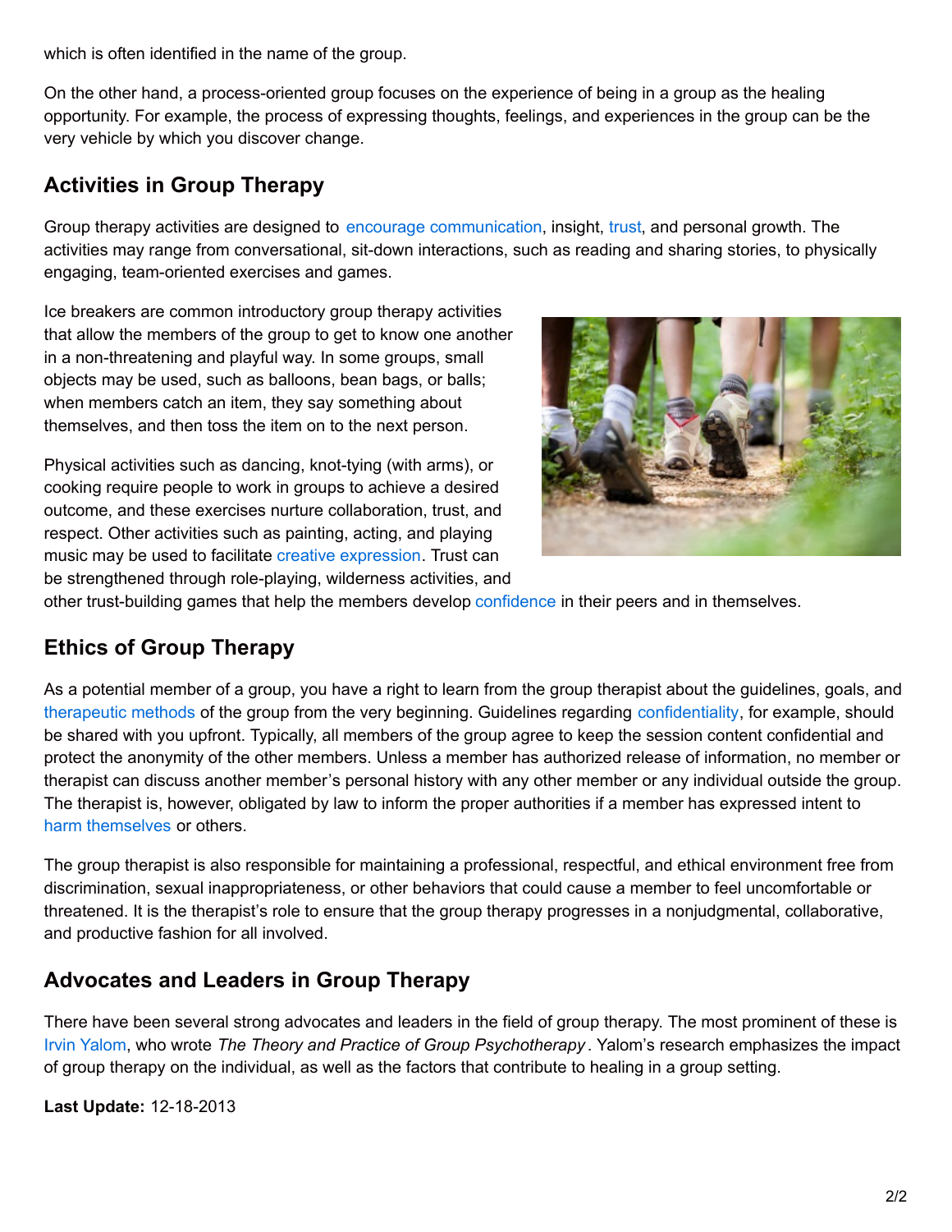which is often identified in the name of the group.

On the other hand, a process-oriented group focuses on the experience of being in a group as the healing opportunity. For example, the process of expressing thoughts, feelings, and experiences in the group can be the very vehicle by which you discover change.

## Activities in Group Therapy

Group therapy activities are designed to encourage communication, insight, trust, and personal growth. The activities may range from conversational, sit-down interactions, such as reading and sharing stories, to physically engaging, team-oriented exercises and games.

Ice breakers are common introductory group therapy activities that allow the members of the group to get to know one another in a non-threatening and playful way. In some groups, small objects may be used, such as balloons, bean bags, or balls; when members catch an item, they say something about themselves, and then toss the item on to the next person.

Physical activities such as dancing, knot-tying (with arms), or cooking require people to work in groups to achieve a desired outcome, and these exercises nurture collaboration, trust, and respect. Other activities such as painting, acting, and playing music may be used to facilitate creative expression. Trust can be strengthened through role-playing, wilderness activities, and other trust-building games that help the members develop confidence in their peers and in themselves.

## Ethics of Group Therapy

As a potential member of a group, you have a right to learn from the group therapist about the guidelines, goals, and therapeutic methods of the group from the very beginning. Guidelines regarding confidentiality, for example, should be shared with you upfront. Typically, all members of the group agree to keep the session content confidential and protect the anonymity of the other members. Unless a member has authorized release of information, no member or therapist can discuss another member's personal history with any other member or any individual outside the group. The therapist is, however, obligated by law to inform the proper authorities if a member has expressed intent to harm themselves or others.

The group therapist is also responsible for maintaining a professional, respectful, and ethical environment free from discrimination, sexual inappropriateness, or other behaviors that could cause a member to feel uncomfortable or threatened. It is the therapist's role to ensure that the group therapy progresses in a nonjudgmental, collaborative, and productive fashion for all involved.

## Advocates and Leaders in Group Therapy

There have been several strong advocates and leaders in the field of group therapy. The most prominent of these is Irvin Yalom, who wrote *The Theory and Practice of Group Psychotherapy*. Yalom's research emphasizes the impact of group therapy on the individual, as well as the factors that contribute to healing in a group setting.

**Last Update:** 12-18-2013